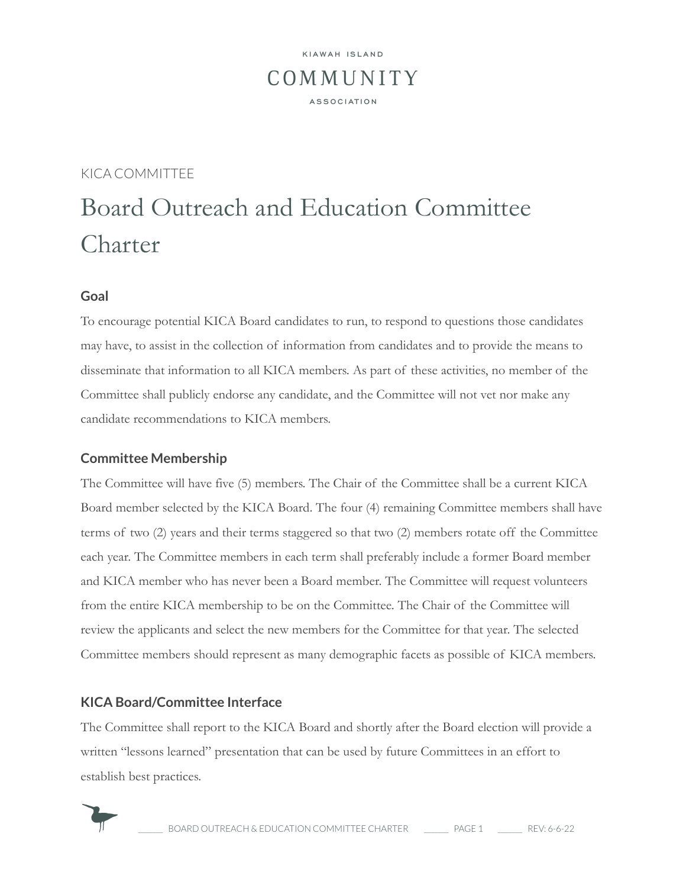KIAWAH ISLAND

COMMUNITY

ASSOCIATION

KICA COMMITTEE

# Board Outreach and Education Committee Charter

## Goal

To encourage potential KICA Board candidates to run, to respond to questions those candidates may have, to assist in the collection of information from candidates and to provide the means to disseminate that information to all KICA members. As part of these activities, no member of the Committee shall publicly endorse any candidate, and the Committee will not vet nor make any candidate recommendations to KICA members.

## Committee Membership

The Committee will have five (5) members. The Chair of the Committee shall be a current KICA Board member selected by the KICA Board. The four (4) remaining Committee members shall have terms of two (2) years and their terms staggered so that two (2) members rotate off the Committee each year. The Committee members in each term shall preferably include a former Board member and KICA member who has never been a Board member. The Committee will request volunteers from the entire KICA membership to be on the Committee. The Chair of the Committee will review the applicants and select the new members for the Committee for that year. The selected Committee members should represent as many demographic facets as possible of KICA members.

## KICA Board/Committee Interface

The Committee shall report to the KICA Board and shortly after the Board election will provide a written "lessons learned" presentation that can be used by future Committees in an effort to establish best practices.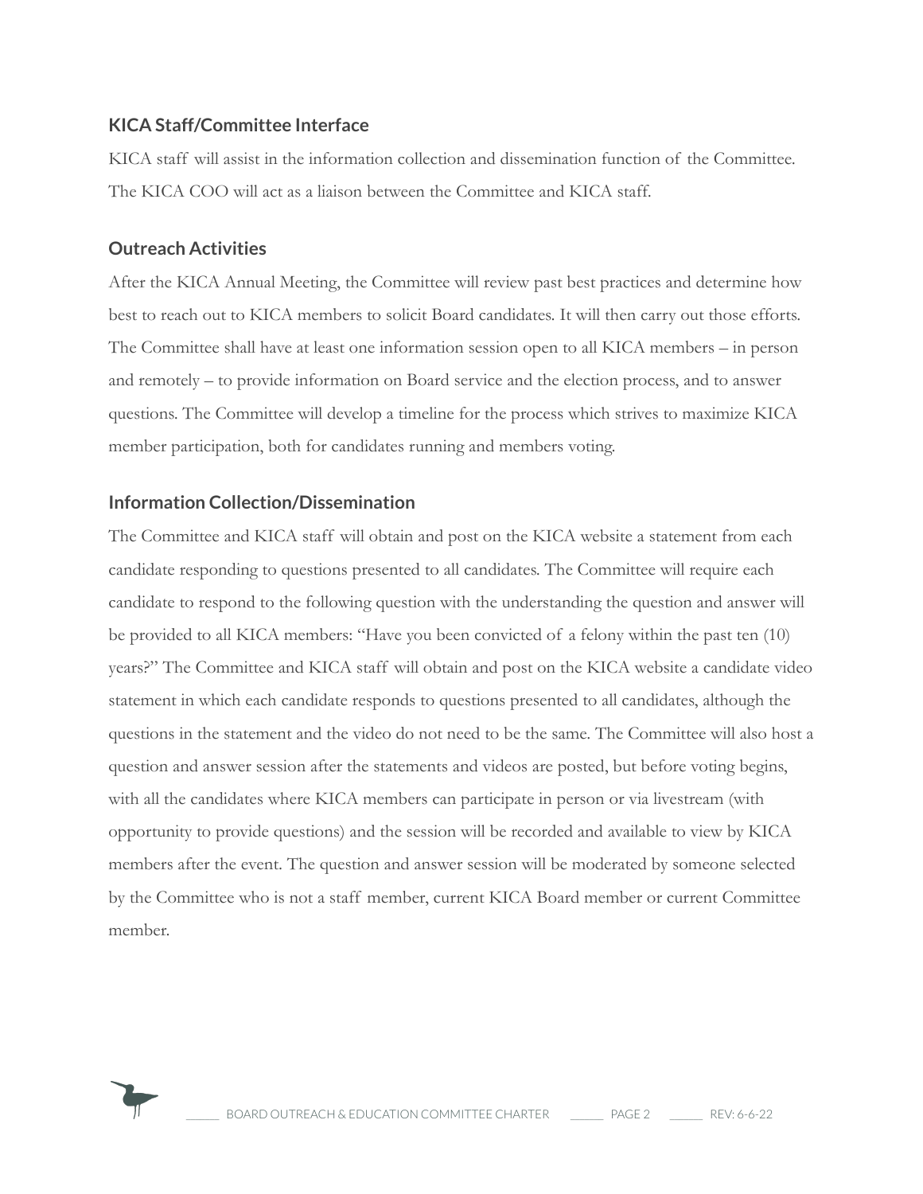### KICA Staff/Committee Interface

KICA staff will assist in the information collection and dissemination function of the Committee. The KICA COO will act as a liaison between the Committee and KICA staff.

### Outreach Activities

After the KICA Annual Meeting, the Committee will review past best practices and determine how best to reach out to KICA members to solicit Board candidates. It will then carry out those efforts. The Committee shall have at least one information session open to all KICA members – in person and remotely – to provide information on Board service and the election process, and to answer questions. The Committee will develop a timeline for the process which strives to maximize KICA member participation, both for candidates running and members voting.

### Information Collection/Dissemination

The Committee and KICA staff will obtain and post on the KICA website a statement from each candidate responding to questions presented to all candidates. The Committee will require each candidate to respond to the following question with the understanding the question and answer will be provided to all KICA members: "Have you been convicted of a felony within the past ten (10) years?" The Committee and KICA staff will obtain and post on the KICA website a candidate video statement in which each candidate responds to questions presented to all candidates, although the questions in the statement and the video do not need to be the same. The Committee will also host a question and answer session after the statements and videos are posted, but before voting begins, with all the candidates where KICA members can participate in person or via livestream (with opportunity to provide questions) and the session will be recorded and available to view by KICA members after the event. The question and answer session will be moderated by someone selected by the Committee who is not a staff member, current KICA Board member or current Committee member.